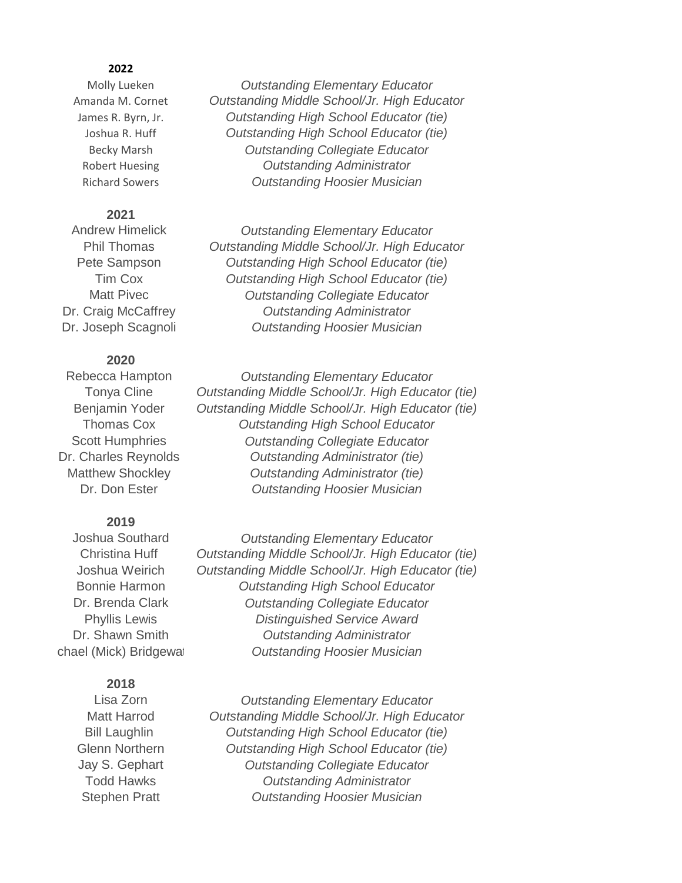**2022**

| | |
|---|---|
| Molly Lueken | *Outstanding Elementary Educator* |
| Amanda M. Cornet | *Outstanding Middle School/Jr. High Educator* |
| James R. Byrn, Jr. | *Outstanding High School Educator (tie)* |
| Joshua R. Huff | *Outstanding High School Educator (tie)* |
| Becky Marsh | *Outstanding Collegiate Educator* |
| Robert Huesing | *Outstanding Administrator* |
| Richard Sowers | *Outstanding Hoosier Musician* |

**2021**

| | |
|---|---|
| Andrew Himelick | *Outstanding Elementary Educator* |
| Phil Thomas | *Outstanding Middle School/Jr. High Educator* |
| Pete Sampson | *Outstanding High School Educator (tie)* |
| Tim Cox | *Outstanding High School Educator (tie)* |
| Matt Pivec | *Outstanding Collegiate Educator* |
| Dr. Craig McCaffrey | *Outstanding Administrator* |
| Dr. Joseph Scagnoli | *Outstanding Hoosier Musician* |

**2020**

| | |
|---|---|
| Rebecca Hampton | *Outstanding Elementary Educator* |
| Tonya Cline | *Outstanding Middle School/Jr. High Educator (tie)* |
| Benjamin Yoder | *Outstanding Middle School/Jr. High Educator (tie)* |
| Thomas Cox | *Outstanding High School Educator* |
| Scott Humphries | *Outstanding Collegiate Educator* |
| Dr. Charles Reynolds | *Outstanding Administrator (tie)* |
| Matthew Shockley | *Outstanding Administrator (tie)* |
| Dr. Don Ester | *Outstanding Hoosier Musician* |

**2019**

| | |
|---|---|
| Joshua Southard | *Outstanding Elementary Educator* |
| Christina Huff | *Outstanding Middle School/Jr. High Educator (tie)* |
| Joshua Weirich | *Outstanding Middle School/Jr. High Educator (tie)* |
| Bonnie Harmon | *Outstanding High School Educator* |
| Dr. Brenda Clark | *Outstanding Collegiate Educator* |
| Phyllis Lewis | *Distinguished Service Award* |
| Dr. Shawn Smith | *Outstanding Administrator* |
| chael (Mick) Bridgewat | *Outstanding Hoosier Musician* |

**2018**

| | |
|---|---|
| Lisa Zorn | *Outstanding Elementary Educator* |
| Matt Harrod | *Outstanding Middle School/Jr. High Educator* |
| Bill Laughlin | *Outstanding High School Educator (tie)* |
| Glenn Northern | *Outstanding High School Educator (tie)* |
| Jay S. Gephart | *Outstanding Collegiate Educator* |
| Todd Hawks | *Outstanding Administrator* |
| Stephen Pratt | *Outstanding Hoosier Musician* |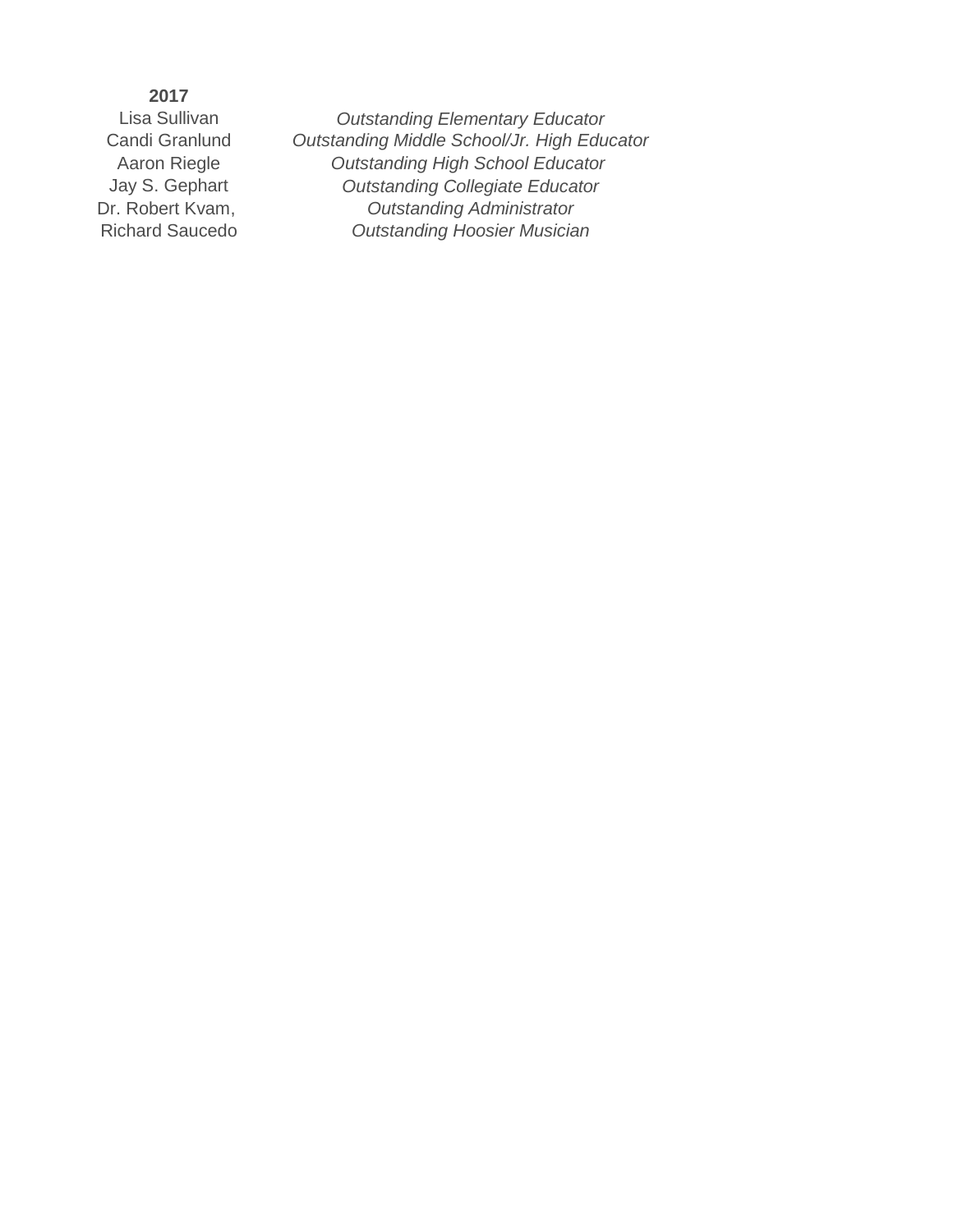**2017**

| | |
|---|---|
| Lisa Sullivan | *Outstanding Elementary Educator* |
| Candi Granlund | *Outstanding Middle School/Jr. High Educator* |
| Aaron Riegle | *Outstanding High School Educator* |
| Jay S. Gephart | *Outstanding Collegiate Educator* |
| Dr. Robert Kvam, | *Outstanding Administrator* |
| Richard Saucedo | *Outstanding Hoosier Musician* |